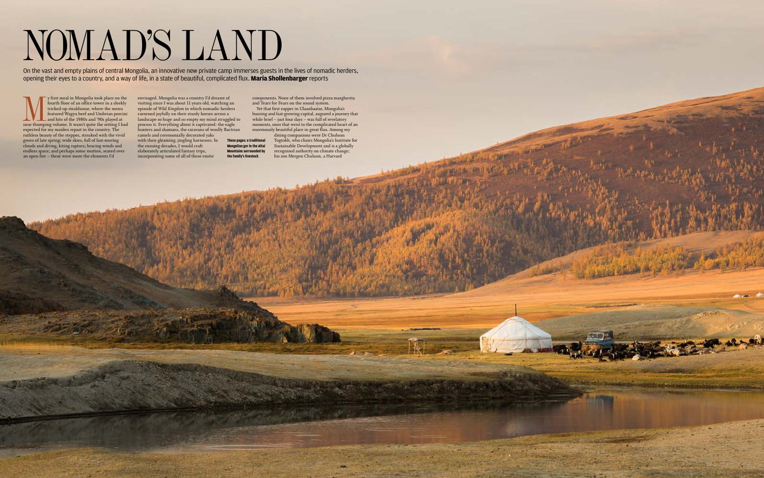# NOMAD'S LAND

On the vast and empty plains of central Mongolia, an innovative new private camp immerses guests in the lives of nomadic herders, opening their eyes to a country, and a way of life, in a state of beautiful, complicated flux. **Maria Shollenbarger** reports

My first meal in Mongolia took place on the fourth floor of an office tower in a sleekly tricked-up steakhouse, where the menu featured Wagyu beef and Umbrian porcini and hits of the 1980s and '90s played at near thumping volume. It wasn't quite the setting I had expected for my maiden repast in the country. The ruthless beauty of the steppes, streaked with the vivid green of late spring; wide skies, full of fast-moving clouds and diving, kiting raptors; bracing winds and endless space; and perhaps some mutton, seared over an open fire – these were more the elements I'd envisaged. Mongolia was a country I'd dreamt of visiting since I was about 11 years old, watching an episode of *Wild Kingdom* in which nomadic herders careened joyfully on their sturdy horses across a landscape so huge and so empty my mind struggled to process it. Everything about it captivated: the eagle hunters and shamans, the caravans of woolly Bactrian camels and ceremonially decorated yaks with their gleaming, jingling harnesses. In the ensuing decades, I would craft elaborately articulated fantasy trips, incorporating some of all of these exotic components. None of them involved pizza margherita and Tears for Fears on the sound system.

Yet that first supper in Ulaanbaatar, Mongolia's buzzing and fast-growing capital, augured a journey that while brief – just four days – was full of revelatory moments, ones that went to the complicated heart of an enormously beautiful place in great flux. Among my dining companions were Dr Chuluun Togtokh, who chairs Mongolia's Institute for Sustainable Development and is a globally recognised authority on climate change; his son Mergen Chuluun, a Harvard

**These pages: a traditional Mongolian ger in the Altai Mountains surrounded by the family's livestock**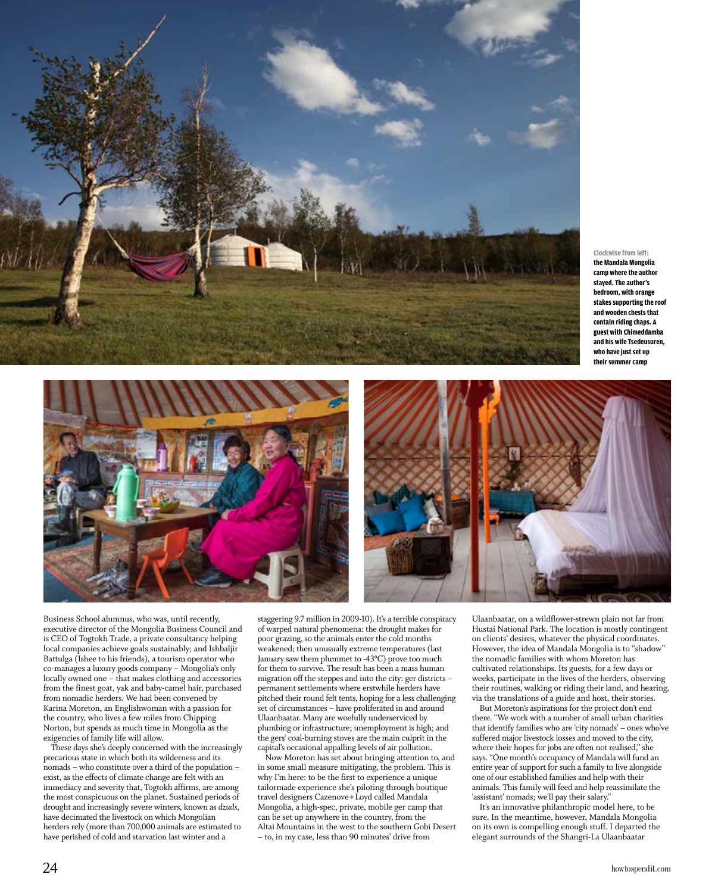**Clockwise from left:** the Mandala Mongolia camp where the author stayed. The author's bedroom, with orange stakes supporting the roof and wooden chests that contain riding chaps. A guest with Chimeddamba and his wife Tsedeusuren, who have just set up their summer camp

Business School alumnus, who was, until recently, executive director of the Mongolia Business Council and is CEO of Togtokh Trade, a private consultancy helping local companies achieve goals sustainably; and Ishbaljir Battulga (Ishee to his friends), a tourism operator who co-manages a luxury goods company – Mongolia's only locally owned one – that makes clothing and accessories from the finest goat, yak and baby-camel hair, purchased from nomadic herders. We had been convened by Karina Moreton, an Englishwoman with a passion for the country, who lives a few miles from Chipping Norton, but spends as much time in Mongolia as the exigencies of family life will allow.

These days she's deeply concerned with the increasingly precarious state in which both its wilderness and its nomads – who constitute over a third of the population – exist, as the effects of climate change are felt with an immediacy and severity that, Togtokh affirms, are among the most conspicuous on the planet. Sustained periods of drought and increasingly severe winters, known as *dzuds*, have decimated the livestock on which Mongolian herders rely (more than 700,000 animals are estimated to have perished of cold and starvation last winter and a staggering 9.7 million in 2009-10). It's a terrible conspiracy of warped natural phenomena: the drought makes for poor grazing, so the animals enter the cold months weakened; then unusually extreme temperatures (last January saw them plummet to -43°C) prove too much for them to survive. The result has been a mass human migration off the steppes and into the city: ger districts – permanent settlements where erstwhile herders have pitched their round felt tents, hoping for a less challenging set of circumstances – have proliferated in and around Ulaanbaatar. Many are woefully underserviced by plumbing or infrastructure; unemployment is high; and the gers' coal-burning stoves are the main culprit in the capital's occasional appalling levels of air pollution.

Now Moreton has set about bringing attention to, and in some small measure mitigating, the problem. This is why I'm here: to be the first to experience a unique tailormade experience she's piloting through boutique travel designers Cazenove+Loyd called Mandala Mongolia, a high-spec, private, mobile ger camp that can be set up anywhere in the country, from the Altai Mountains in the west to the southern Gobi Desert – to, in my case, less than 90 minutes' drive from Ulaanbaatar, on a wildflower-strewn plain not far from Hustai National Park. The location is mostly contingent on clients' desires, whatever the physical coordinates. However, the idea of Mandala Mongolia is to "shadow" the nomadic families with whom Moreton has cultivated relationships. Its guests, for a few days or weeks, participate in the lives of the herders, observing their routines, walking or riding their land, and hearing, via the translations of a guide and host, their stories.

But Moreton's aspirations for the project don't end there. "We work with a number of small urban charities that identify families who are 'city nomads' – ones who've suffered major livestock losses and moved to the city, where their hopes for jobs are often not realised," she says. "One month's occupancy of Mandala will fund an entire year of support for such a family to live alongside one of our established families and help with their animals. This family will feed and help reassimilate the 'assistant' nomads; we'll pay their salary."

It's an innovative philanthropic model here, to be sure. In the meantime, however, Mandala Mongolia on its own is compelling enough stuff. I departed the elegant surrounds of the Shangri-La Ulaanbaatar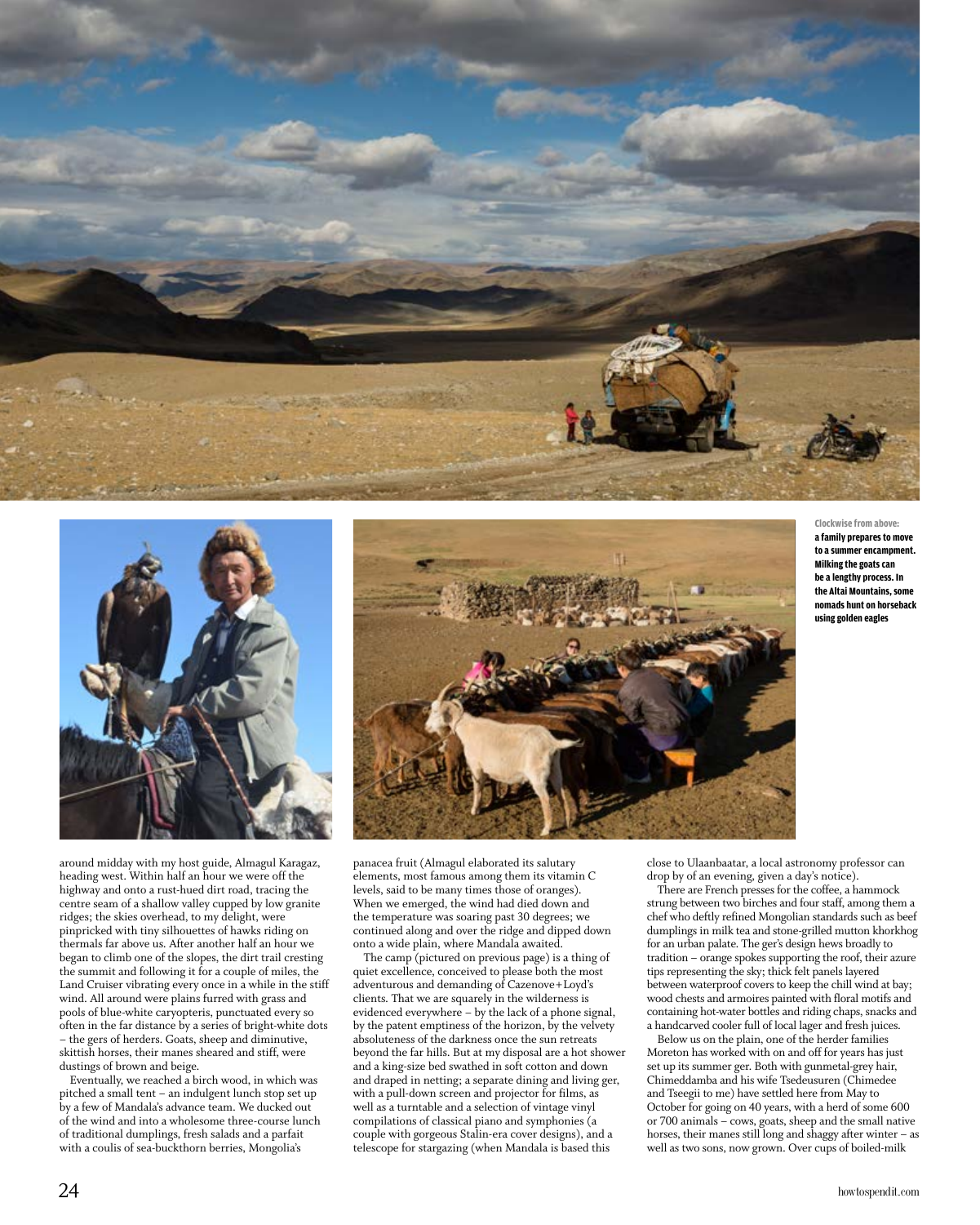**Clockwise from above: a family prepares to move to a summer encampment. Milking the goats can be a lengthy process. In the Altai Mountains, some nomads hunt on horseback using golden eagles**

around midday with my host guide, Almagul Karagaz, heading west. Within half an hour we were off the highway and onto a rust-hued dirt road, tracing the centre seam of a shallow valley cupped by low granite ridges; the skies overhead, to my delight, were pinpricked with tiny silhouettes of hawks riding on thermals far above us. After another half an hour we began to climb one of the slopes, the dirt trail cresting the summit and following it for a couple of miles, the Land Cruiser vibrating every once in a while in the stiff wind. All around were plains furred with grass and pools of blue-white caryopteris, punctuated every so often in the far distance by a series of bright-white dots – the gers of herders. Goats, sheep and diminutive, skittish horses, their manes sheared and stiff, were dustings of brown and beige.

Eventually, we reached a birch wood, in which was pitched a small tent – an indulgent lunch stop set up by a few of Mandala's advance team. We ducked out of the wind and into a wholesome three-course lunch of traditional dumplings, fresh salads and a parfait with a coulis of sea-buckthorn berries, Mongolia's panacea fruit (Almagul elaborated its salutary elements, most famous among them its vitamin C levels, said to be many times those of oranges). When we emerged, the wind had died down and the temperature was soaring past 30 degrees; we continued along and over the ridge and dipped down onto a wide plain, where Mandala awaited.

The camp (pictured on previous page) is a thing of quiet excellence, conceived to please both the most adventurous and demanding of Cazenove+Loyd's clients. That we are squarely in the wilderness is evidenced everywhere – by the lack of a phone signal, by the patent emptiness of the horizon, by the velvety absoluteness of the darkness once the sun retreats beyond the far hills. But at my disposal are a hot shower and a king-size bed swathed in soft cotton and down and draped in netting; a separate dining and living ger, with a pull-down screen and projector for films, as well as a turntable and a selection of vintage vinyl compilations of classical piano and symphonies (a couple with gorgeous Stalin-era cover designs), and a telescope for stargazing (when Mandala is based this close to Ulaanbaatar, a local astronomy professor can drop by of an evening, given a day's notice).

There are French presses for the coffee, a hammock strung between two birches and four staff, among them a chef who deftly refined Mongolian standards such as beef dumplings in milk tea and stone-grilled mutton khorkhog for an urban palate. The ger's design hews broadly to tradition – orange spokes supporting the roof, their azure tips representing the sky; thick felt panels layered between waterproof covers to keep the chill wind at bay; wood chests and armoires painted with floral motifs and containing hot-water bottles and riding chaps, snacks and a handcarved cooler full of local lager and fresh juices.

Below us on the plain, one of the herder families Moreton has worked with on and off for years has just set up its summer ger. Both with gunmetal-grey hair, Chimeddamba and his wife Tsedeusuren (Chimedee and Tseegii to me) have settled here from May to October for going on 40 years, with a herd of some 600 or 700 animals – cows, goats, sheep and the small native horses, their manes still long and shaggy after winter – as well as two sons, now grown. Over cups of boiled-milk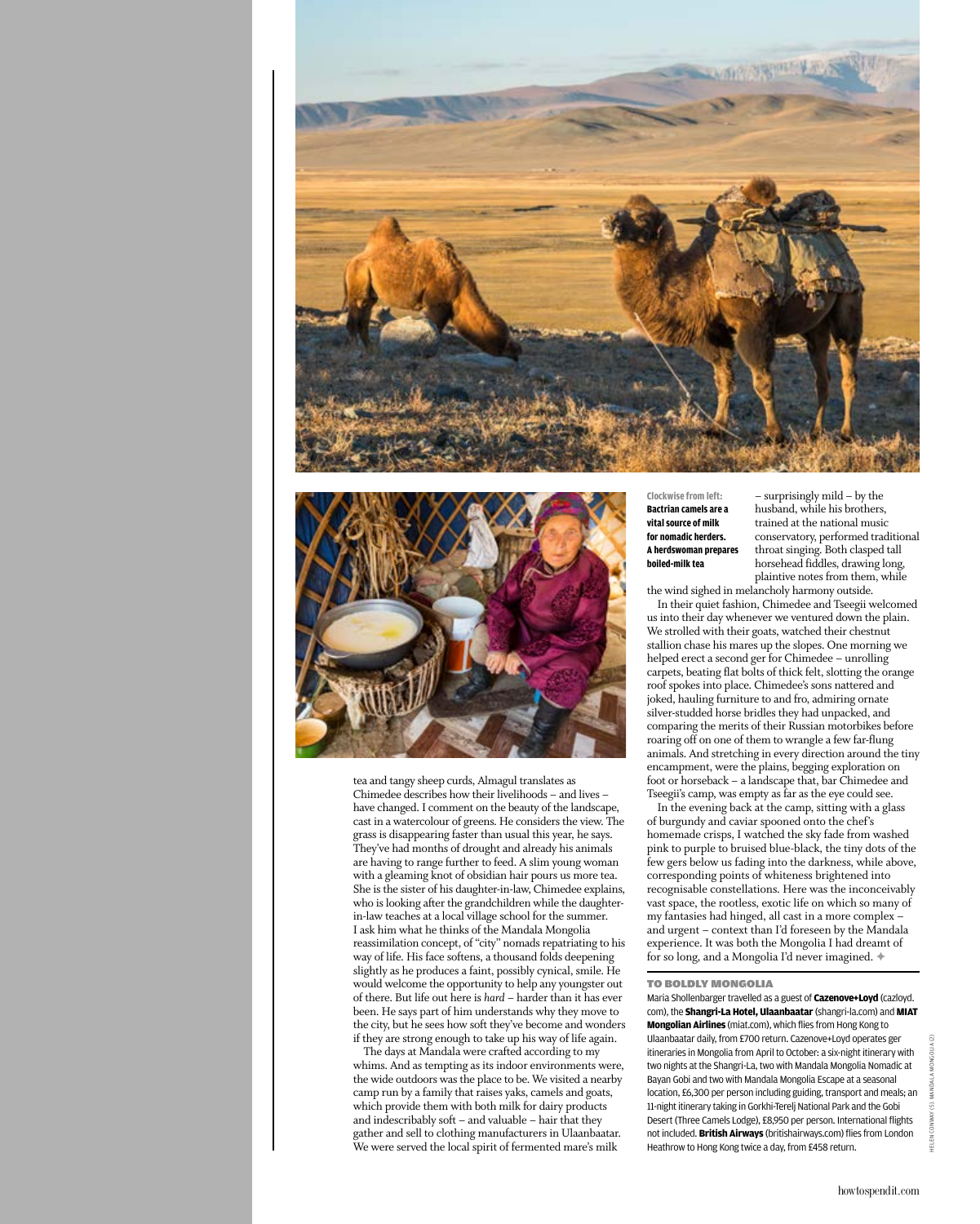Clockwise from left: **Bactrian camels are a vital source of milk for nomadic herders. A herdswoman prepares boiled-milk tea**

tea and tangy sheep curds, Almagul translates as Chimedee describes how their livelihoods – and lives – have changed. I comment on the beauty of the landscape, cast in a watercolour of greens. He considers the view. The grass is disappearing faster than usual this year, he says. They've had months of drought and already his animals are having to range further to feed. A slim young woman with a gleaming knot of obsidian hair pours us more tea. She is the sister of his daughter-in-law, Chimedee explains, who is looking after the grandchildren while the daughter-in-law teaches at a local village school for the summer. I ask him what he thinks of the Mandala Mongolia reassimilation concept, of "city" nomads repatriating to his way of life. His face softens, a thousand folds deepening slightly as he produces a faint, possibly cynical, smile. He would welcome the opportunity to help any youngster out of there. But life out here is *hard* – harder than it has ever been. He says part of him understands why they move to the city, but he sees how soft they've become and wonders if they are strong enough to take up his way of life again.

The days at Mandala were crafted according to my whims. And as tempting as its indoor environments were, the wide outdoors was the place to be. We visited a nearby camp run by a family that raises yaks, camels and goats, which provide them with both milk for dairy products and indescribably soft – and valuable – hair that they gather and sell to clothing manufacturers in Ulaanbaatar. We were served the local spirit of fermented mare's milk – surprisingly mild – by the husband, while his brothers, trained at the national music conservatory, performed traditional throat singing. Both clasped tall horsehead fiddles, drawing long, plaintive notes from them, while the wind sighed in melancholy harmony outside.

In their quiet fashion, Chimedee and Tseegii welcomed us into their day whenever we ventured down the plain. We strolled with their goats, watched their chestnut stallion chase his mares up the slopes. One morning we helped erect a second ger for Chimedee – unrolling carpets, beating flat bolts of thick felt, slotting the orange roof spokes into place. Chimedee's sons nattered and joked, hauling furniture to and fro, admiring ornate silver-studded horse bridles they had unpacked, and comparing the merits of their Russian motorbikes before roaring off on one of them to wrangle a few far-flung animals. And stretching in every direction around the tiny encampment, were the plains, begging exploration on foot or horseback – a landscape that, bar Chimedee and Tseegii's camp, was empty as far as the eye could see.

In the evening back at the camp, sitting with a glass of burgundy and caviar spooned onto the chef's homemade crisps, I watched the sky fade from washed pink to purple to bruised blue-black, the tiny dots of the few gers below us fading into the darkness, while above, corresponding points of whiteness brightened into recognisable constellations. Here was the inconceivably vast space, the rootless, exotic life on which so many of my fantasies had hinged, all cast in a more complex – and urgent – context than I'd foreseen by the Mandala experience. It was both the Mongolia I had dreamt of for so long, and a Mongolia I'd never imagined. ✦

### TO BOLDLY MONGOLIA

Maria Shollenbarger travelled as a guest of **Cazenove+Loyd** (cazloyd.com), the **Shangri-La Hotel, Ulaanbaatar** (shangri-la.com) and **MIAT Mongolian Airlines** (miat.com), which flies from Hong Kong to Ulaanbaatar daily, from £700 return. Cazenove+Loyd operates ger itineraries in Mongolia from April to October: a six-night itinerary with two nights at the Shangri-La, two with Mandala Mongolia Nomadic at Bayan Gobi and two with Mandala Mongolia Escape at a seasonal location, £6,300 per person including guiding, transport and meals; an 11-night itinerary taking in Gorkhi-Terelj National Park and the Gobi Desert (Three Camels Lodge), £8,950 per person. International flights not included. **British Airways** (britishairways.com) flies from London Heathrow to Hong Kong twice a day, from £458 return.

HELEN CONWAY (3), MANDALA MONGOLIA (2)